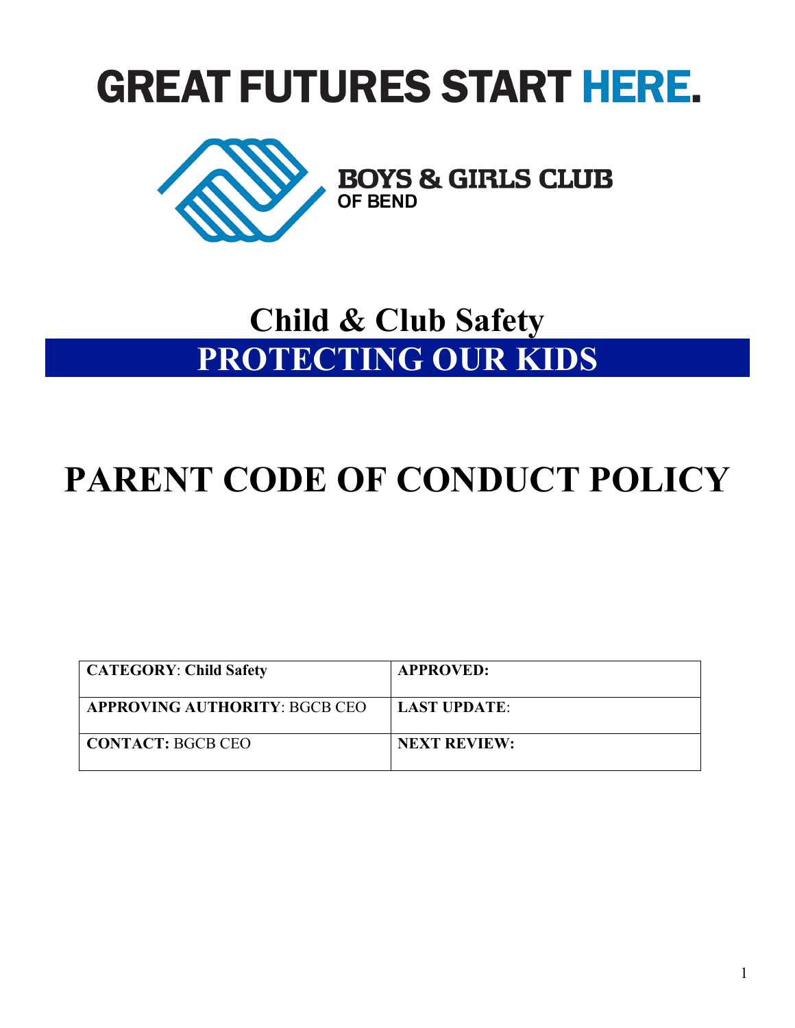# GREAT FUTURES START HERE.

BOYS & GIRLS CLUB
OF BEND

## Child & Club Safety

## PROTECTING OUR KIDS

# PARENT CODE OF CONDUCT POLICY

| CATEGORY: Child Safety | APPROVED: |
|---|---|
| APPROVING AUTHORITY: BGCB CEO | LAST UPDATE: |
| CONTACT: BGCB CEO | NEXT REVIEW: |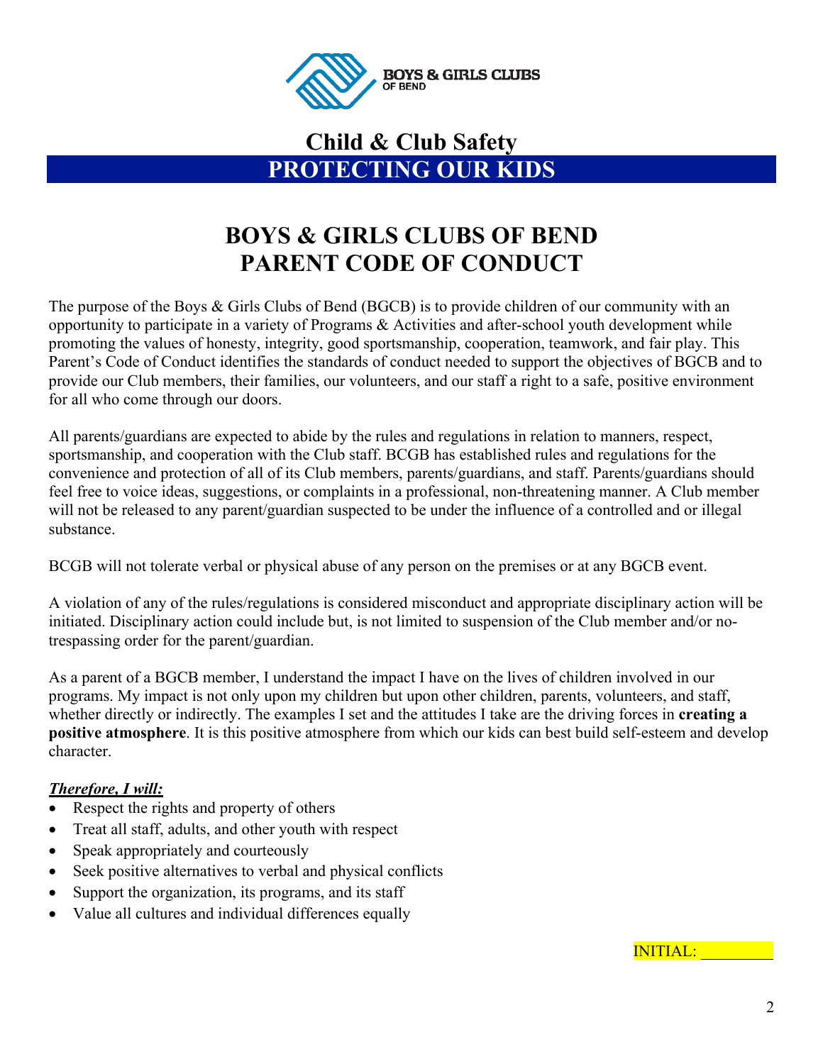BOYS & GIRLS CLUBS
OF BEND

## Child & Club Safety

## PROTECTING OUR KIDS

# BOYS & GIRLS CLUBS OF BEND PARENT CODE OF CONDUCT

The purpose of the Boys & Girls Clubs of Bend (BGCB) is to provide children of our community with an opportunity to participate in a variety of Programs & Activities and after-school youth development while promoting the values of honesty, integrity, good sportsmanship, cooperation, teamwork, and fair play. This Parent's Code of Conduct identifies the standards of conduct needed to support the objectives of BGCB and to provide our Club members, their families, our volunteers, and our staff a right to a safe, positive environment for all who come through our doors.

All parents/guardians are expected to abide by the rules and regulations in relation to manners, respect, sportsmanship, and cooperation with the Club staff. BCGB has established rules and regulations for the convenience and protection of all of its Club members, parents/guardians, and staff. Parents/guardians should feel free to voice ideas, suggestions, or complaints in a professional, non-threatening manner. A Club member will not be released to any parent/guardian suspected to be under the influence of a controlled and or illegal substance.

BCGB will not tolerate verbal or physical abuse of any person on the premises or at any BGCB event.

A violation of any of the rules/regulations is considered misconduct and appropriate disciplinary action will be initiated. Disciplinary action could include but, is not limited to suspension of the Club member and/or no-trespassing order for the parent/guardian.

As a parent of a BGCB member, I understand the impact I have on the lives of children involved in our programs. My impact is not only upon my children but upon other children, parents, volunteers, and staff, whether directly or indirectly. The examples I set and the attitudes I take are the driving forces in **creating a positive atmosphere**. It is this positive atmosphere from which our kids can best build self-esteem and develop character.

***Therefore, I will:***

- Respect the rights and property of others
- Treat all staff, adults, and other youth with respect
- Speak appropriately and courteously
- Seek positive alternatives to verbal and physical conflicts
- Support the organization, its programs, and its staff
- Value all cultures and individual differences equally

INITIAL: _________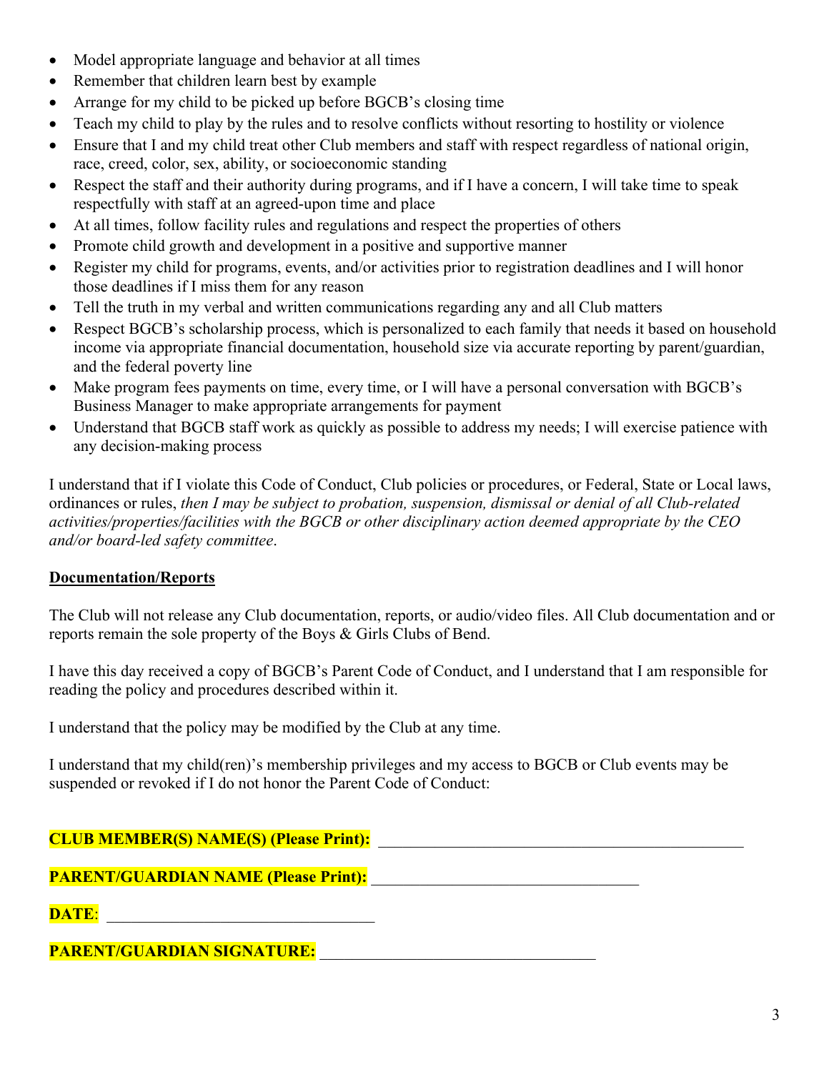- Model appropriate language and behavior at all times
- Remember that children learn best by example
- Arrange for my child to be picked up before BGCB's closing time
- Teach my child to play by the rules and to resolve conflicts without resorting to hostility or violence
- Ensure that I and my child treat other Club members and staff with respect regardless of national origin, race, creed, color, sex, ability, or socioeconomic standing
- Respect the staff and their authority during programs, and if I have a concern, I will take time to speak respectfully with staff at an agreed-upon time and place
- At all times, follow facility rules and regulations and respect the properties of others
- Promote child growth and development in a positive and supportive manner
- Register my child for programs, events, and/or activities prior to registration deadlines and I will honor those deadlines if I miss them for any reason
- Tell the truth in my verbal and written communications regarding any and all Club matters
- Respect BGCB's scholarship process, which is personalized to each family that needs it based on household income via appropriate financial documentation, household size via accurate reporting by parent/guardian, and the federal poverty line
- Make program fees payments on time, every time, or I will have a personal conversation with BGCB's Business Manager to make appropriate arrangements for payment
- Understand that BGCB staff work as quickly as possible to address my needs; I will exercise patience with any decision-making process

I understand that if I violate this Code of Conduct, Club policies or procedures, or Federal, State or Local laws, ordinances or rules, *then I may be subject to probation, suspension, dismissal or denial of all Club-related activities/properties/facilities with the BGCB or other disciplinary action deemed appropriate by the CEO and/or board-led safety committee*.

**<u>Documentation/Reports</u>**

The Club will not release any Club documentation, reports, or audio/video files. All Club documentation and or reports remain the sole property of the Boys & Girls Clubs of Bend.

I have this day received a copy of BGCB's Parent Code of Conduct, and I understand that I am responsible for reading the policy and procedures described within it.

I understand that the policy may be modified by the Club at any time.

I understand that my child(ren)'s membership privileges and my access to BGCB or Club events may be suspended or revoked if I do not honor the Parent Code of Conduct:

**CLUB MEMBER(S) NAME(S) (Please Print):** ____________________________________________

**PARENT/GUARDIAN NAME (Please Print):** ________________________________

**DATE**: ________________________________

**PARENT/GUARDIAN SIGNATURE:** ________________________________